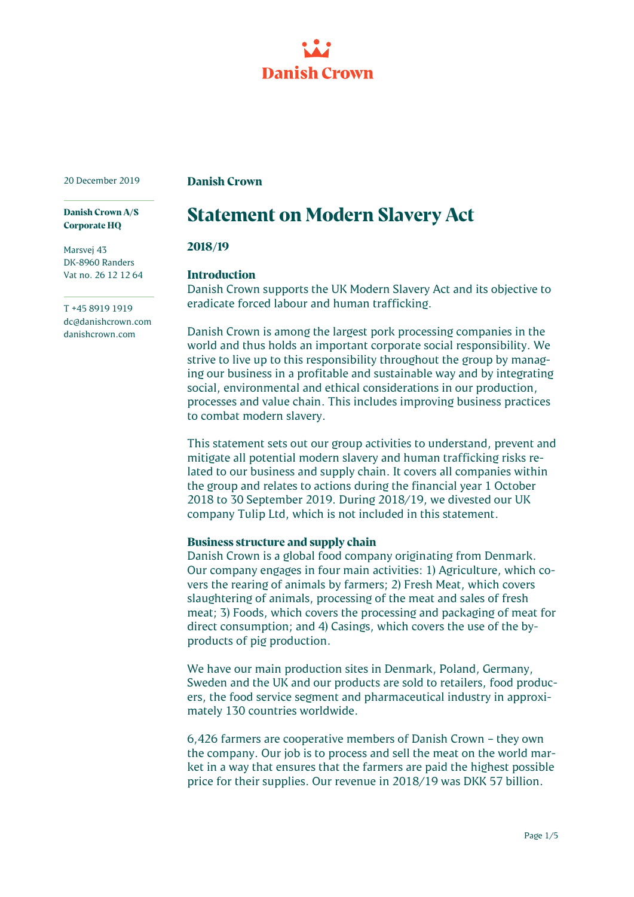Danish Crown

20 December 2019

**Danish Crown A/S**
**Corporate HQ**

Marsvej 43
DK-8960 Randers
Vat no. 26 12 12 64

T +45 8919 1919
dc@danishcrown.com
danishcrown.com

**Danish Crown**

# Statement on Modern Slavery Act

## 2018/19

### Introduction

Danish Crown supports the UK Modern Slavery Act and its objective to eradicate forced labour and human trafficking.

Danish Crown is among the largest pork processing companies in the world and thus holds an important corporate social responsibility. We strive to live up to this responsibility throughout the group by managing our business in a profitable and sustainable way and by integrating social, environmental and ethical considerations in our production, processes and value chain. This includes improving business practices to combat modern slavery.

This statement sets out our group activities to understand, prevent and mitigate all potential modern slavery and human trafficking risks related to our business and supply chain. It covers all companies within the group and relates to actions during the financial year 1 October 2018 to 30 September 2019. During 2018/19, we divested our UK company Tulip Ltd, which is not included in this statement.

### Business structure and supply chain

Danish Crown is a global food company originating from Denmark. Our company engages in four main activities: 1) Agriculture, which covers the rearing of animals by farmers; 2) Fresh Meat, which covers slaughtering of animals, processing of the meat and sales of fresh meat; 3) Foods, which covers the processing and packaging of meat for direct consumption; and 4) Casings, which covers the use of the by-products of pig production.

We have our main production sites in Denmark, Poland, Germany, Sweden and the UK and our products are sold to retailers, food producers, the food service segment and pharmaceutical industry in approximately 130 countries worldwide.

6,426 farmers are cooperative members of Danish Crown – they own the company. Our job is to process and sell the meat on the world market in a way that ensures that the farmers are paid the highest possible price for their supplies. Our revenue in 2018/19 was DKK 57 billion.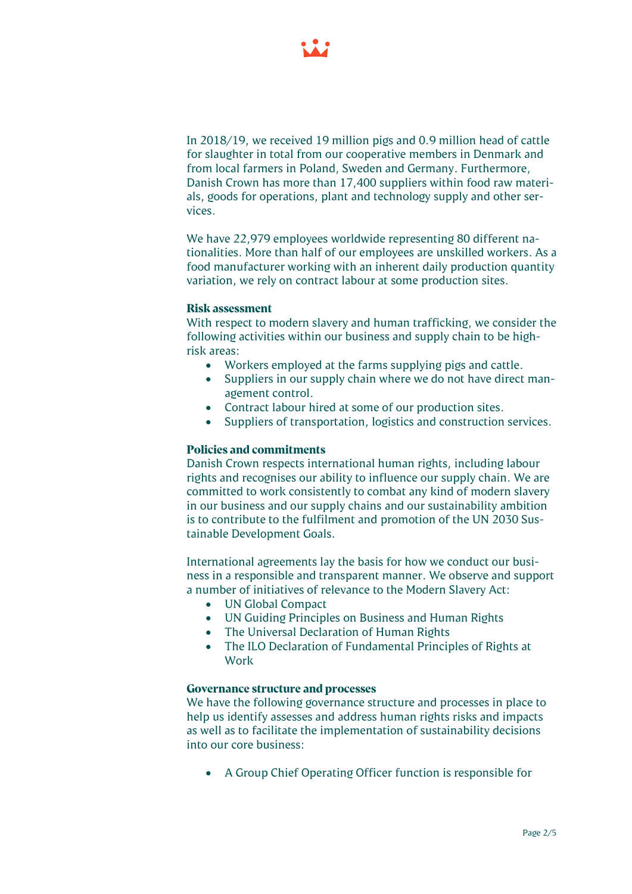In 2018/19, we received 19 million pigs and 0.9 million head of cattle for slaughter in total from our cooperative members in Denmark and from local farmers in Poland, Sweden and Germany. Furthermore, Danish Crown has more than 17,400 suppliers within food raw materials, goods for operations, plant and technology supply and other services.

We have 22,979 employees worldwide representing 80 different nationalities. More than half of our employees are unskilled workers. As a food manufacturer working with an inherent daily production quantity variation, we rely on contract labour at some production sites.

### Risk assessment

With respect to modern slavery and human trafficking, we consider the following activities within our business and supply chain to be high-risk areas:

- Workers employed at the farms supplying pigs and cattle.
- Suppliers in our supply chain where we do not have direct management control.
- Contract labour hired at some of our production sites.
- Suppliers of transportation, logistics and construction services.

### Policies and commitments

Danish Crown respects international human rights, including labour rights and recognises our ability to influence our supply chain. We are committed to work consistently to combat any kind of modern slavery in our business and our supply chains and our sustainability ambition is to contribute to the fulfilment and promotion of the UN 2030 Sustainable Development Goals.

International agreements lay the basis for how we conduct our business in a responsible and transparent manner. We observe and support a number of initiatives of relevance to the Modern Slavery Act:

- UN Global Compact
- UN Guiding Principles on Business and Human Rights
- The Universal Declaration of Human Rights
- The ILO Declaration of Fundamental Principles of Rights at Work

### Governance structure and processes

We have the following governance structure and processes in place to help us identify assesses and address human rights risks and impacts as well as to facilitate the implementation of sustainability decisions into our core business:

- A Group Chief Operating Officer function is responsible for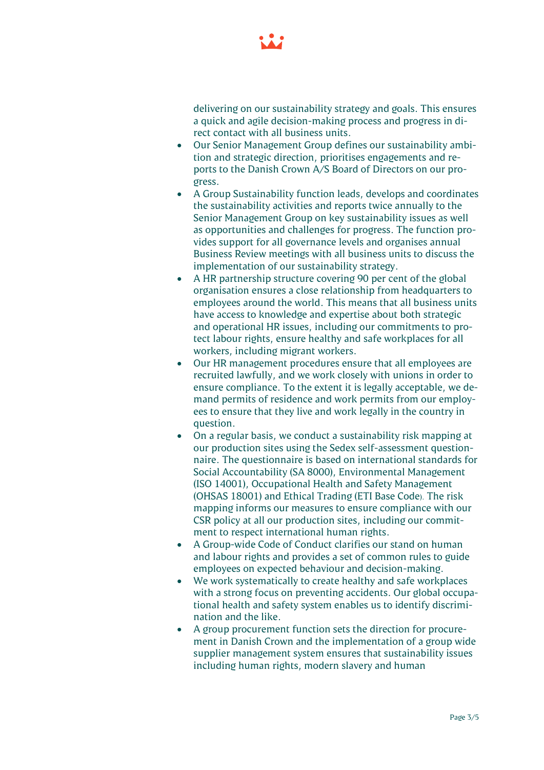delivering on our sustainability strategy and goals. This ensures a quick and agile decision-making process and progress in direct contact with all business units.

- Our Senior Management Group defines our sustainability ambition and strategic direction, prioritises engagements and reports to the Danish Crown A/S Board of Directors on our progress.
- A Group Sustainability function leads, develops and coordinates the sustainability activities and reports twice annually to the Senior Management Group on key sustainability issues as well as opportunities and challenges for progress. The function provides support for all governance levels and organises annual Business Review meetings with all business units to discuss the implementation of our sustainability strategy.
- A HR partnership structure covering 90 per cent of the global organisation ensures a close relationship from headquarters to employees around the world. This means that all business units have access to knowledge and expertise about both strategic and operational HR issues, including our commitments to protect labour rights, ensure healthy and safe workplaces for all workers, including migrant workers.
- Our HR management procedures ensure that all employees are recruited lawfully, and we work closely with unions in order to ensure compliance. To the extent it is legally acceptable, we demand permits of residence and work permits from our employees to ensure that they live and work legally in the country in question.
- On a regular basis, we conduct a sustainability risk mapping at our production sites using the Sedex self-assessment questionnaire. The questionnaire is based on international standards for Social Accountability (SA 8000), Environmental Management (ISO 14001), Occupational Health and Safety Management (OHSAS 18001) and Ethical Trading (ETI Base Code). The risk mapping informs our measures to ensure compliance with our CSR policy at all our production sites, including our commitment to respect international human rights.
- A Group-wide Code of Conduct clarifies our stand on human and labour rights and provides a set of common rules to guide employees on expected behaviour and decision-making.
- We work systematically to create healthy and safe workplaces with a strong focus on preventing accidents. Our global occupational health and safety system enables us to identify discrimination and the like.
- A group procurement function sets the direction for procurement in Danish Crown and the implementation of a group wide supplier management system ensures that sustainability issues including human rights, modern slavery and human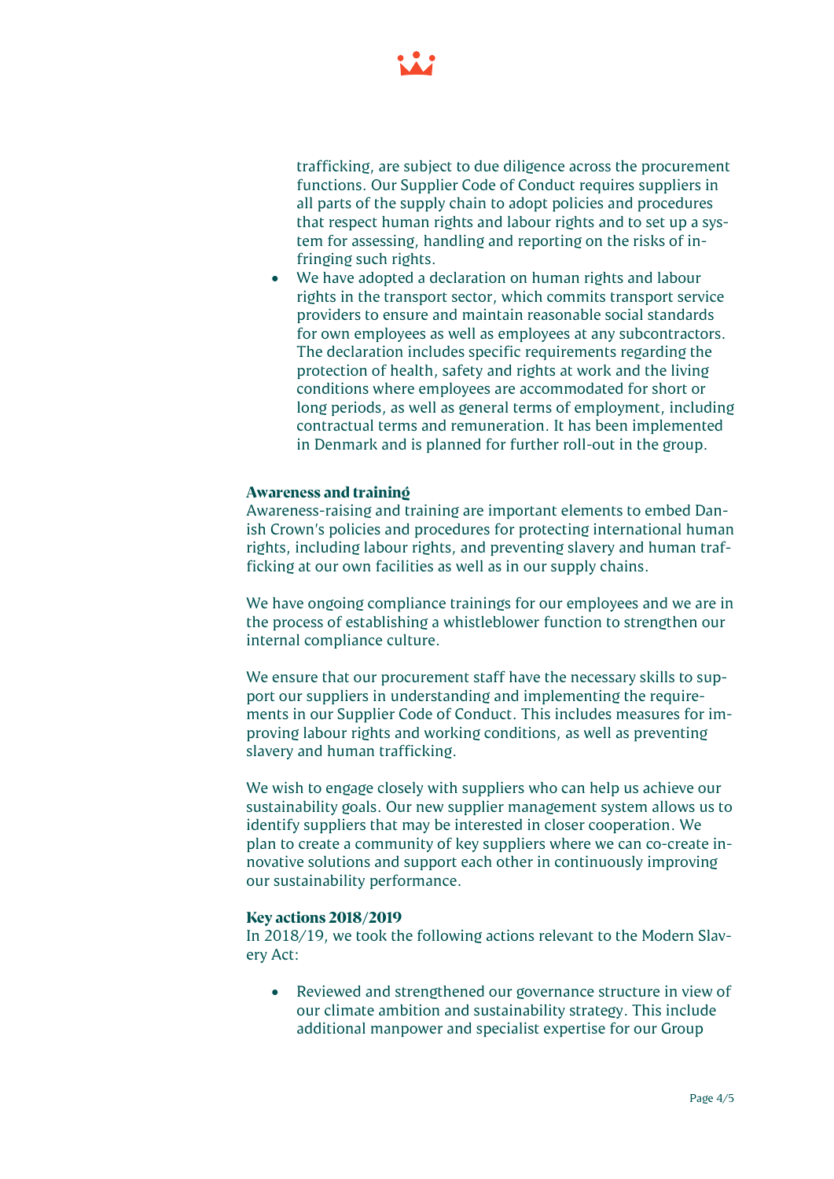trafficking, are subject to due diligence across the procurement functions. Our Supplier Code of Conduct requires suppliers in all parts of the supply chain to adopt policies and procedures that respect human rights and labour rights and to set up a system for assessing, handling and reporting on the risks of infringing such rights.

- We have adopted a declaration on human rights and labour rights in the transport sector, which commits transport service providers to ensure and maintain reasonable social standards for own employees as well as employees at any subcontractors. The declaration includes specific requirements regarding the protection of health, safety and rights at work and the living conditions where employees are accommodated for short or long periods, as well as general terms of employment, including contractual terms and remuneration. It has been implemented in Denmark and is planned for further roll-out in the group.

**Awareness and training**

Awareness-raising and training are important elements to embed Danish Crown's policies and procedures for protecting international human rights, including labour rights, and preventing slavery and human trafficking at our own facilities as well as in our supply chains.

We have ongoing compliance trainings for our employees and we are in the process of establishing a whistleblower function to strengthen our internal compliance culture.

We ensure that our procurement staff have the necessary skills to support our suppliers in understanding and implementing the requirements in our Supplier Code of Conduct. This includes measures for improving labour rights and working conditions, as well as preventing slavery and human trafficking.

We wish to engage closely with suppliers who can help us achieve our sustainability goals. Our new supplier management system allows us to identify suppliers that may be interested in closer cooperation. We plan to create a community of key suppliers where we can co-create innovative solutions and support each other in continuously improving our sustainability performance.

**Key actions 2018/2019**

In 2018/19, we took the following actions relevant to the Modern Slavery Act:

- Reviewed and strengthened our governance structure in view of our climate ambition and sustainability strategy. This include additional manpower and specialist expertise for our Group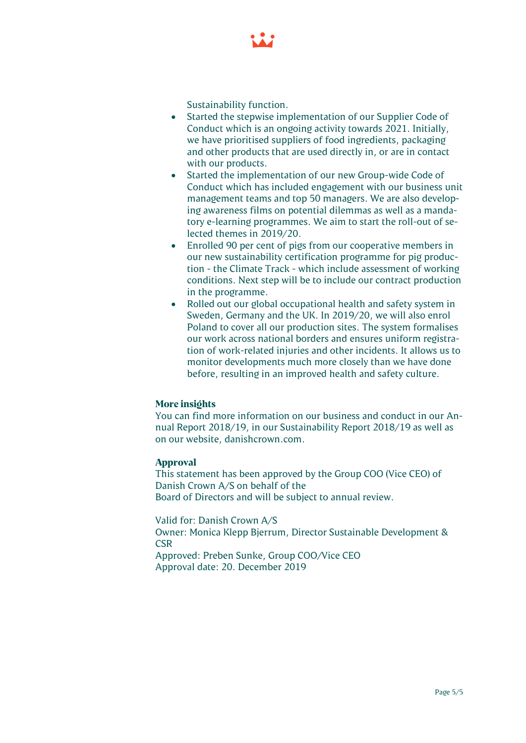Sustainability function.

- Started the stepwise implementation of our Supplier Code of Conduct which is an ongoing activity towards 2021. Initially, we have prioritised suppliers of food ingredients, packaging and other products that are used directly in, or are in contact with our products.
- Started the implementation of our new Group-wide Code of Conduct which has included engagement with our business unit management teams and top 50 managers. We are also developing awareness films on potential dilemmas as well as a mandatory e-learning programmes. We aim to start the roll-out of selected themes in 2019/20.
- Enrolled 90 per cent of pigs from our cooperative members in our new sustainability certification programme for pig production - the Climate Track - which include assessment of working conditions. Next step will be to include our contract production in the programme.
- Rolled out our global occupational health and safety system in Sweden, Germany and the UK. In 2019/20, we will also enrol Poland to cover all our production sites. The system formalises our work across national borders and ensures uniform registration of work-related injuries and other incidents. It allows us to monitor developments much more closely than we have done before, resulting in an improved health and safety culture.

**More insights**
You can find more information on our business and conduct in our Annual Report 2018/19, in our Sustainability Report 2018/19 as well as on our website, danishcrown.com.

**Approval**
This statement has been approved by the Group COO (Vice CEO) of Danish Crown A/S on behalf of the Board of Directors and will be subject to annual review.

Valid for: Danish Crown A/S
Owner: Monica Klepp Bjerrum, Director Sustainable Development & CSR
Approved: Preben Sunke, Group COO/Vice CEO
Approval date: 20. December 2019